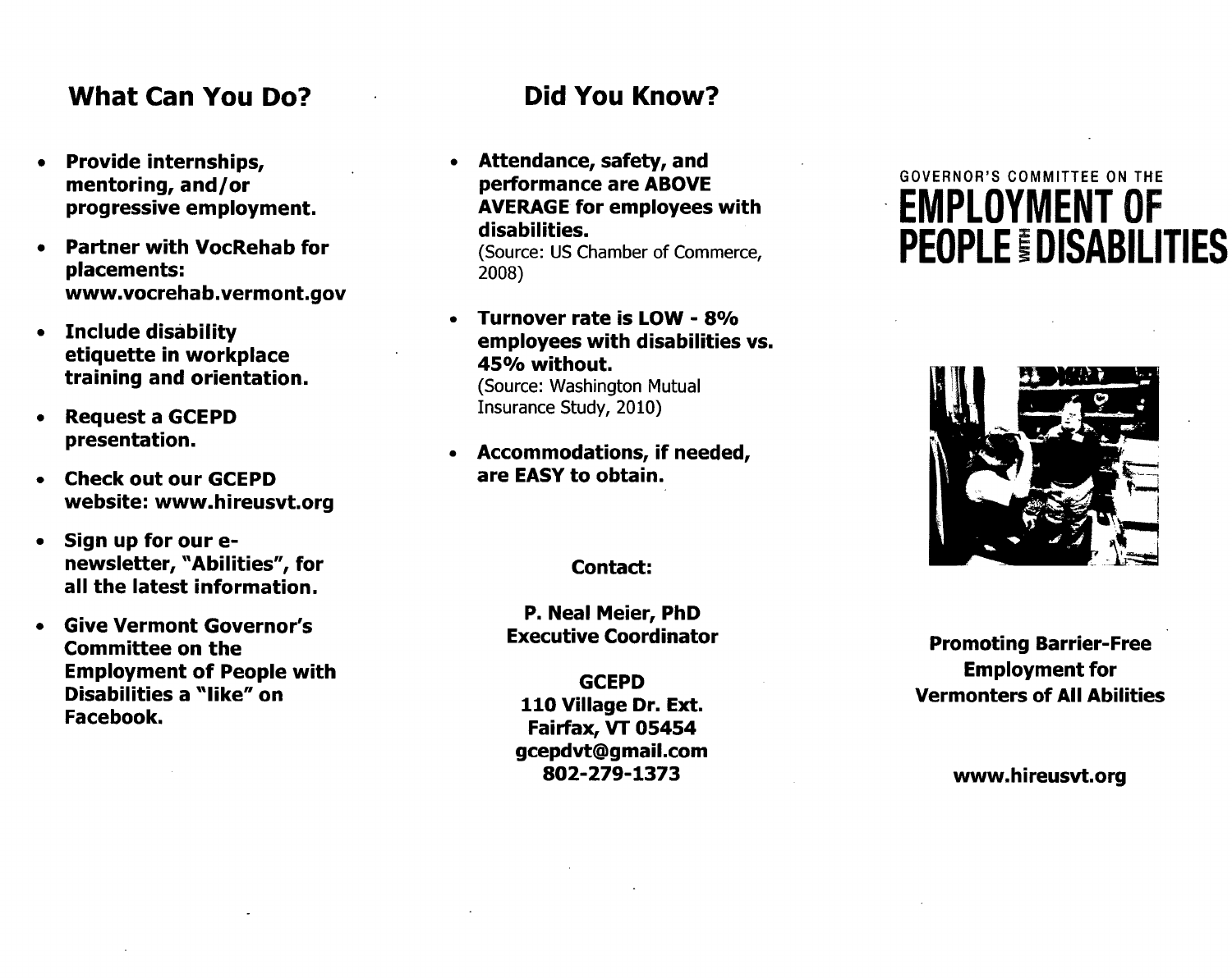## What Can You Do?

- **Provide internships, mentoring, and/or progressive employment.**
- **Partner with VocRehab for placements: www.vocrehab.vermont.gov**
- **Include disability etiquette in workplace training and orientation.**
- **Request a GCEPD presentation.**
- **Check out our GCEPD website: www.hireusvt.org**
- **Sign up for our e-newsletter, "Abilities", for all the latest information.**
- **Give Vermont Governor's Committee on the Employment of People with Disabilities a "like" on Facebook.**

## Did You Know?

- **Attendance, safety, and performance are ABOVE AVERAGE for employees with disabilities.**
  (Source: US Chamber of Commerce, 2008)
- **Turnover rate is LOW - 8% employees with disabilities vs. 45% without.**
  (Source: Washington Mutual Insurance Study, 2010)
- **Accommodations, if needed, are EASY to obtain.**

**Contact:**

**P. Neal Meier, PhD**
**Executive Coordinator**

**GCEPD**
**110 Village Dr. Ext.**
**Fairfax, VT 05454**
**gcepdvt@gmail.com**
**802-279-1373**

GOVERNOR'S COMMITTEE ON THE

# EMPLOYMENT OF PEOPLE WITH DISABILITIES

**Promoting Barrier-Free Employment for Vermonters of All Abilities**

**www.hireusvt.org**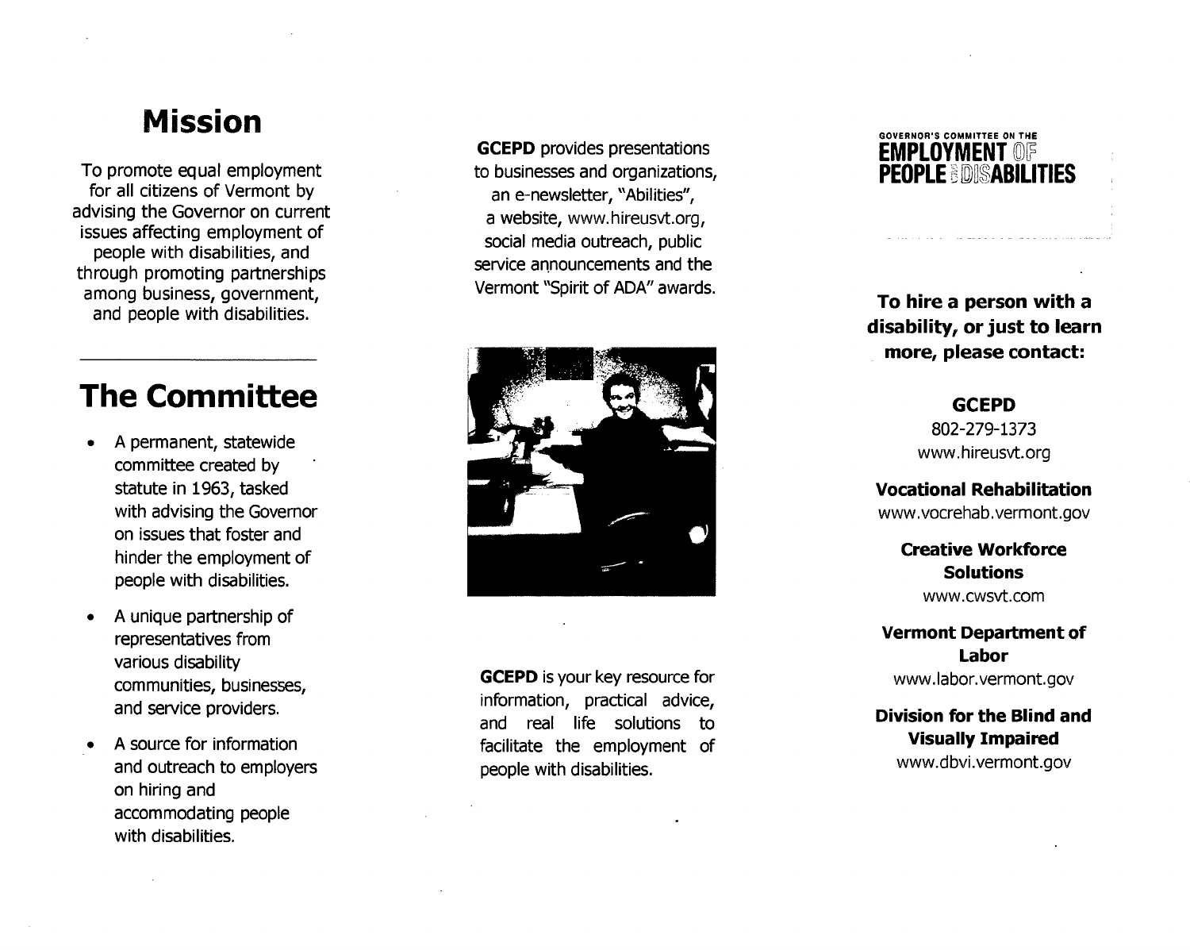# Mission

To promote equal employment for all citizens of Vermont by advising the Governor on current issues affecting employment of people with disabilities, and through promoting partnerships among business, government, and people with disabilities.

---

# The Committee

- A permanent, statewide committee created by statute in 1963, tasked with advising the Governor on issues that foster and hinder the employment of people with disabilities.
- A unique partnership of representatives from various disability communities, businesses, and service providers.
- A source for information and outreach to employers on hiring and accommodating people with disabilities.

**GCEPD** provides presentations to businesses and organizations, an e-newsletter, "Abilities", a website, www.hireusvt.org, social media outreach, public service announcements and the Vermont "Spirit of ADA" awards.

**GCEPD** is your key resource for information, practical advice, and real life solutions to facilitate the employment of people with disabilities.

GOVERNOR'S COMMITTEE ON THE
**EMPLOYMENT OF PEOPLE WITH DISABILITIES**

**To hire a person with a disability, or just to learn more, please contact:**

**GCEPD**
802-279-1373
www.hireusvt.org

**Vocational Rehabilitation**
www.vocrehab.vermont.gov

**Creative Workforce Solutions**
www.cwsvt.com

**Vermont Department of Labor**
www.labor.vermont.gov

**Division for the Blind and Visually Impaired**
www.dbvi.vermont.gov